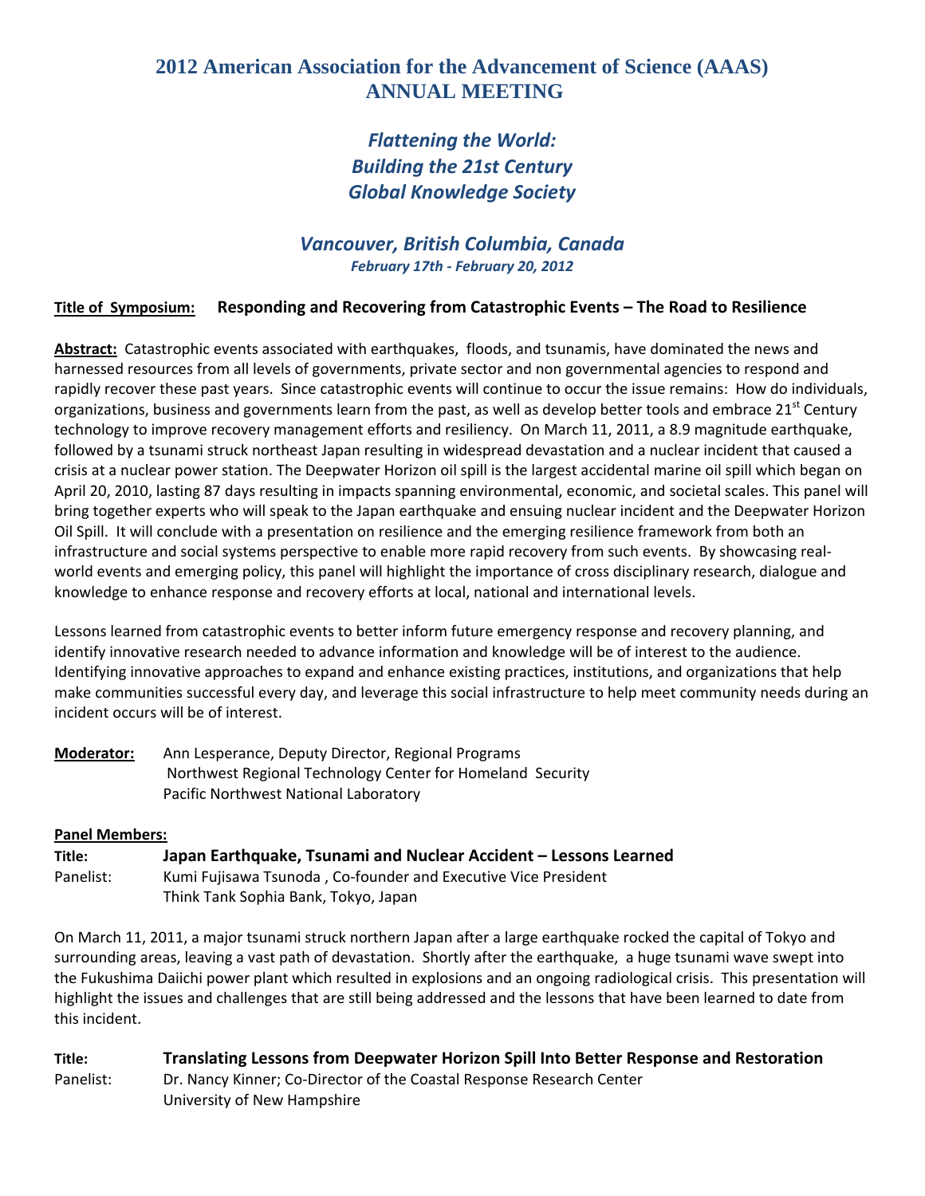# 2012 American Association for the Advancement of Science (AAAS) ANNUAL MEETING

## *Flattening the World: Building the 21st Century Global Knowledge Society*

### *Vancouver, British Columbia, Canada*

*February 17th - February 20, 2012*

**Title of Symposium:** **Responding and Recovering from Catastrophic Events – The Road to Resilience**

**Abstract:** Catastrophic events associated with earthquakes, floods, and tsunamis, have dominated the news and harnessed resources from all levels of governments, private sector and non governmental agencies to respond and rapidly recover these past years. Since catastrophic events will continue to occur the issue remains: How do individuals, organizations, business and governments learn from the past, as well as develop better tools and embrace 21$^{st}$ Century technology to improve recovery management efforts and resiliency. On March 11, 2011, a 8.9 magnitude earthquake, followed by a tsunami struck northeast Japan resulting in widespread devastation and a nuclear incident that caused a crisis at a nuclear power station. The Deepwater Horizon oil spill is the largest accidental marine oil spill which began on April 20, 2010, lasting 87 days resulting in impacts spanning environmental, economic, and societal scales. This panel will bring together experts who will speak to the Japan earthquake and ensuing nuclear incident and the Deepwater Horizon Oil Spill. It will conclude with a presentation on resilience and the emerging resilience framework from both an infrastructure and social systems perspective to enable more rapid recovery from such events. By showcasing real-world events and emerging policy, this panel will highlight the importance of cross disciplinary research, dialogue and knowledge to enhance response and recovery efforts at local, national and international levels.

Lessons learned from catastrophic events to better inform future emergency response and recovery planning, and identify innovative research needed to advance information and knowledge will be of interest to the audience. Identifying innovative approaches to expand and enhance existing practices, institutions, and organizations that help make communities successful every day, and leverage this social infrastructure to help meet community needs during an incident occurs will be of interest.

**Moderator:** Ann Lesperance, Deputy Director, Regional Programs
Northwest Regional Technology Center for Homeland Security
Pacific Northwest National Laboratory

**Panel Members:**

**Title:** **Japan Earthquake, Tsunami and Nuclear Accident – Lessons Learned**
Panelist: Kumi Fujisawa Tsunoda , Co-founder and Executive Vice President
Think Tank Sophia Bank, Tokyo, Japan

On March 11, 2011, a major tsunami struck northern Japan after a large earthquake rocked the capital of Tokyo and surrounding areas, leaving a vast path of devastation. Shortly after the earthquake, a huge tsunami wave swept into the Fukushima Daiichi power plant which resulted in explosions and an ongoing radiological crisis. This presentation will highlight the issues and challenges that are still being addressed and the lessons that have been learned to date from this incident.

**Title:** **Translating Lessons from Deepwater Horizon Spill Into Better Response and Restoration**
Panelist: Dr. Nancy Kinner; Co-Director of the Coastal Response Research Center
University of New Hampshire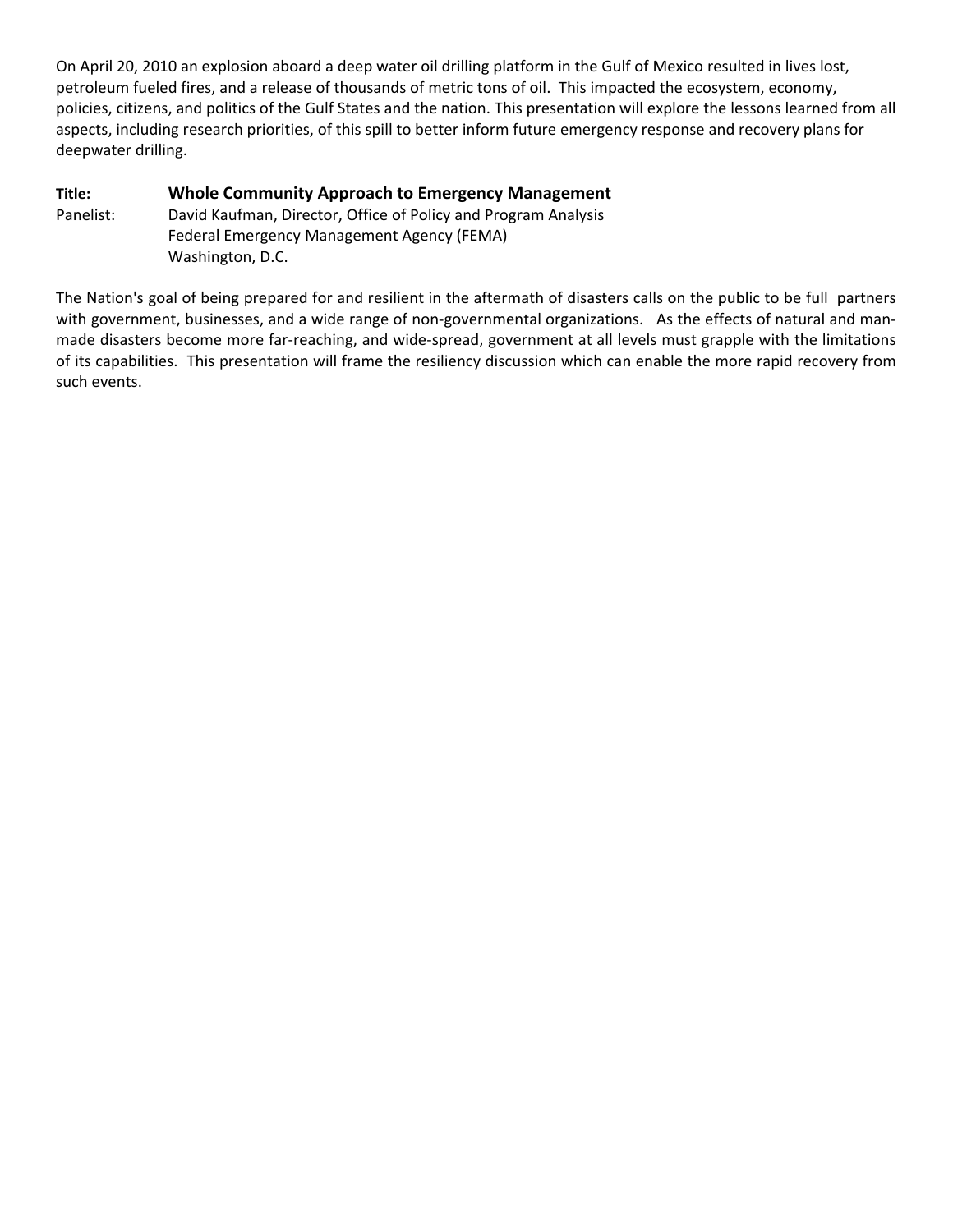On April 20, 2010 an explosion aboard a deep water oil drilling platform in the Gulf of Mexico resulted in lives lost, petroleum fueled fires, and a release of thousands of metric tons of oil. This impacted the ecosystem, economy, policies, citizens, and politics of the Gulf States and the nation. This presentation will explore the lessons learned from all aspects, including research priorities, of this spill to better inform future emergency response and recovery plans for deepwater drilling.

**Title:** **Whole Community Approach to Emergency Management**

Panelist: David Kaufman, Director, Office of Policy and Program Analysis
Federal Emergency Management Agency (FEMA)
Washington, D.C.

The Nation's goal of being prepared for and resilient in the aftermath of disasters calls on the public to be full partners with government, businesses, and a wide range of non-governmental organizations. As the effects of natural and man-made disasters become more far-reaching, and wide-spread, government at all levels must grapple with the limitations of its capabilities. This presentation will frame the resiliency discussion which can enable the more rapid recovery from such events.